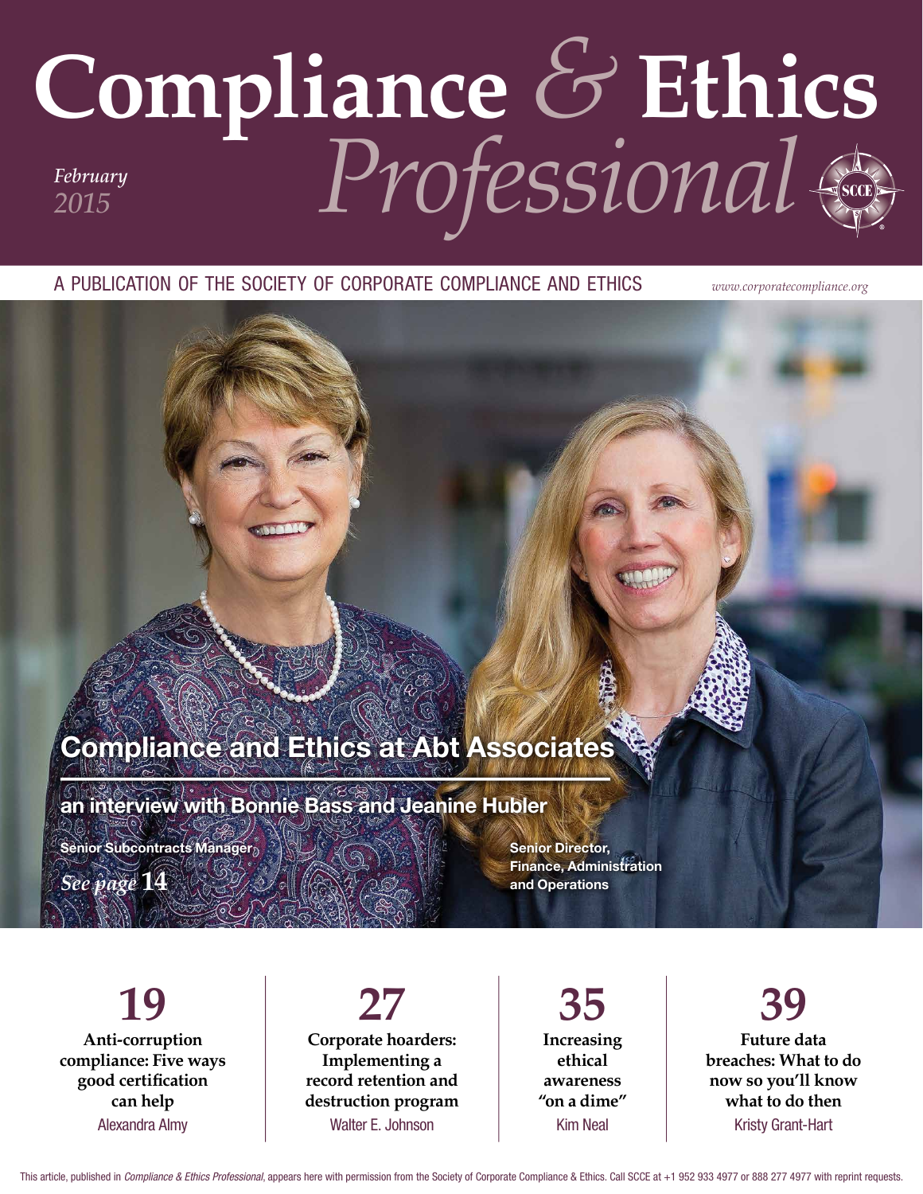# Compliance & Ethics Professional

*February 2015*

A PUBLICATION OF THE SOCIETY OF CORPORATE COMPLIANCE AND ETHICS

*www.corporatecompliance.org*

## Compliance and Ethics at Abt Associates

**an interview with Bonnie Bass and Jeanine Hubler**

**Senior Subcontracts Manager**

**Senior Director, Finance, Administration and Operations**

*See page* **14**

**19**
**Anti-corruption compliance: Five ways good certification can help**
Alexandra Almy

**27**
**Corporate hoarders: Implementing a record retention and destruction program**
Walter E. Johnson

**35**
**Increasing ethical awareness "on a dime"**
Kim Neal

**39**
**Future data breaches: What to do now so you'll know what to do then**
Kristy Grant-Hart

This article, published in *Compliance & Ethics Professional*, appears here with permission from the Society of Corporate Compliance & Ethics. Call SCCE at +1 952 933 4977 or 888 277 4977 with reprint requests.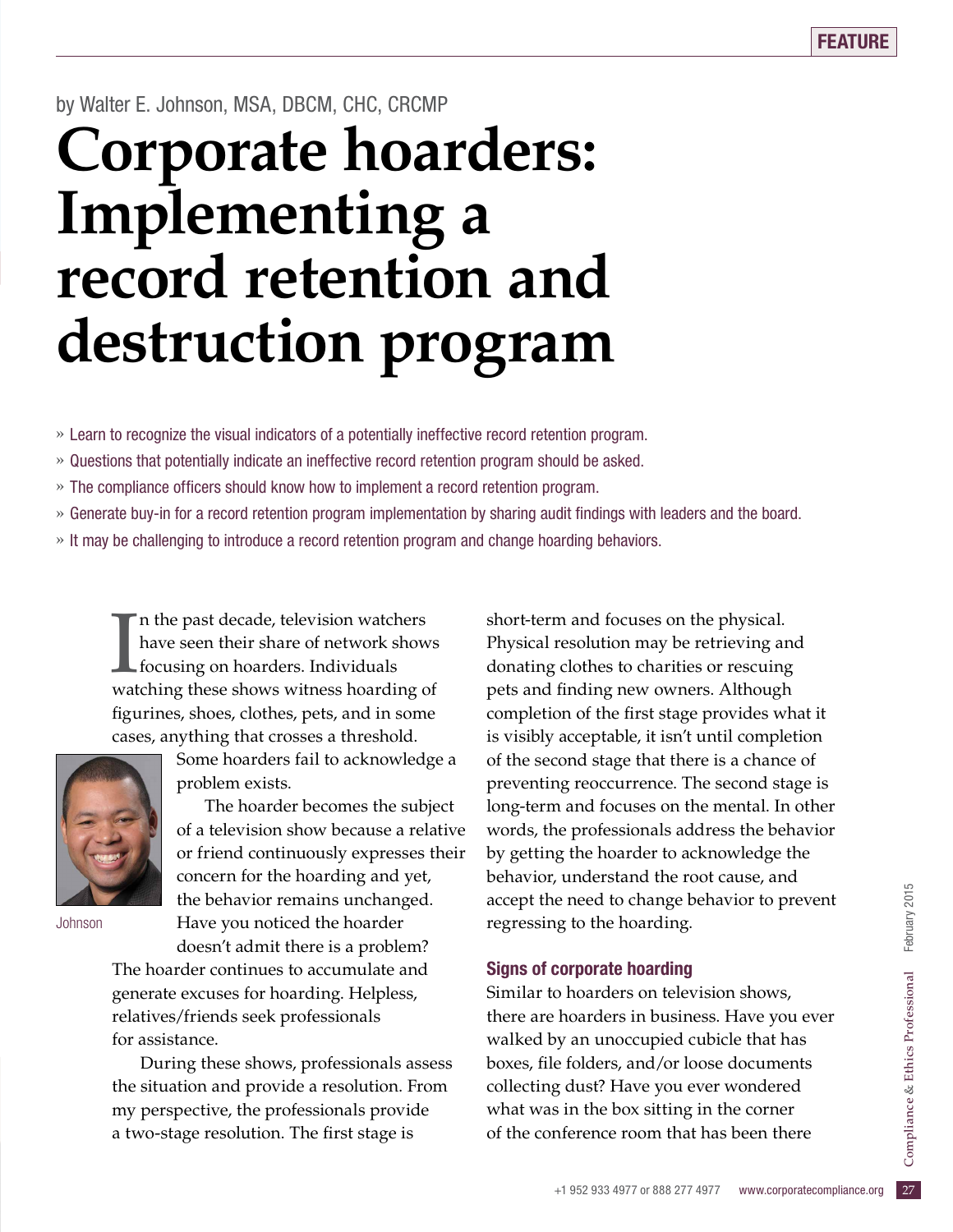by Walter E. Johnson, MSA, DBCM, CHC, CRCMP

# Corporate hoarders: Implementing a record retention and destruction program

- » Learn to recognize the visual indicators of a potentially ineffective record retention program.
- » Questions that potentially indicate an ineffective record retention program should be asked.
- » The compliance officers should know how to implement a record retention program.
- » Generate buy-in for a record retention program implementation by sharing audit findings with leaders and the board.
- » It may be challenging to introduce a record retention program and change hoarding behaviors.

In the past decade, television watchers have seen their share of network shows focusing on hoarders. Individuals watching these shows witness hoarding of figurines, shoes, clothes, pets, and in some cases, anything that crosses a threshold. Some hoarders fail to acknowledge a problem exists.

Johnson

The hoarder becomes the subject of a television show because a relative or friend continuously expresses their concern for the hoarding and yet, the behavior remains unchanged. Have you noticed the hoarder doesn't admit there is a problem? The hoarder continues to accumulate and generate excuses for hoarding. Helpless, relatives/friends seek professionals for assistance.

During these shows, professionals assess the situation and provide a resolution. From my perspective, the professionals provide a two-stage resolution. The first stage is short-term and focuses on the physical. Physical resolution may be retrieving and donating clothes to charities or rescuing pets and finding new owners. Although completion of the first stage provides what it is visibly acceptable, it isn't until completion of the second stage that there is a chance of preventing reoccurrence. The second stage is long-term and focuses on the mental. In other words, the professionals address the behavior by getting the hoarder to acknowledge the behavior, understand the root cause, and accept the need to change behavior to prevent regressing to the hoarding.

### Signs of corporate hoarding

Similar to hoarders on television shows, there are hoarders in business. Have you ever walked by an unoccupied cubicle that has boxes, file folders, and/or loose documents collecting dust? Have you ever wondered what was in the box sitting in the corner of the conference room that has been there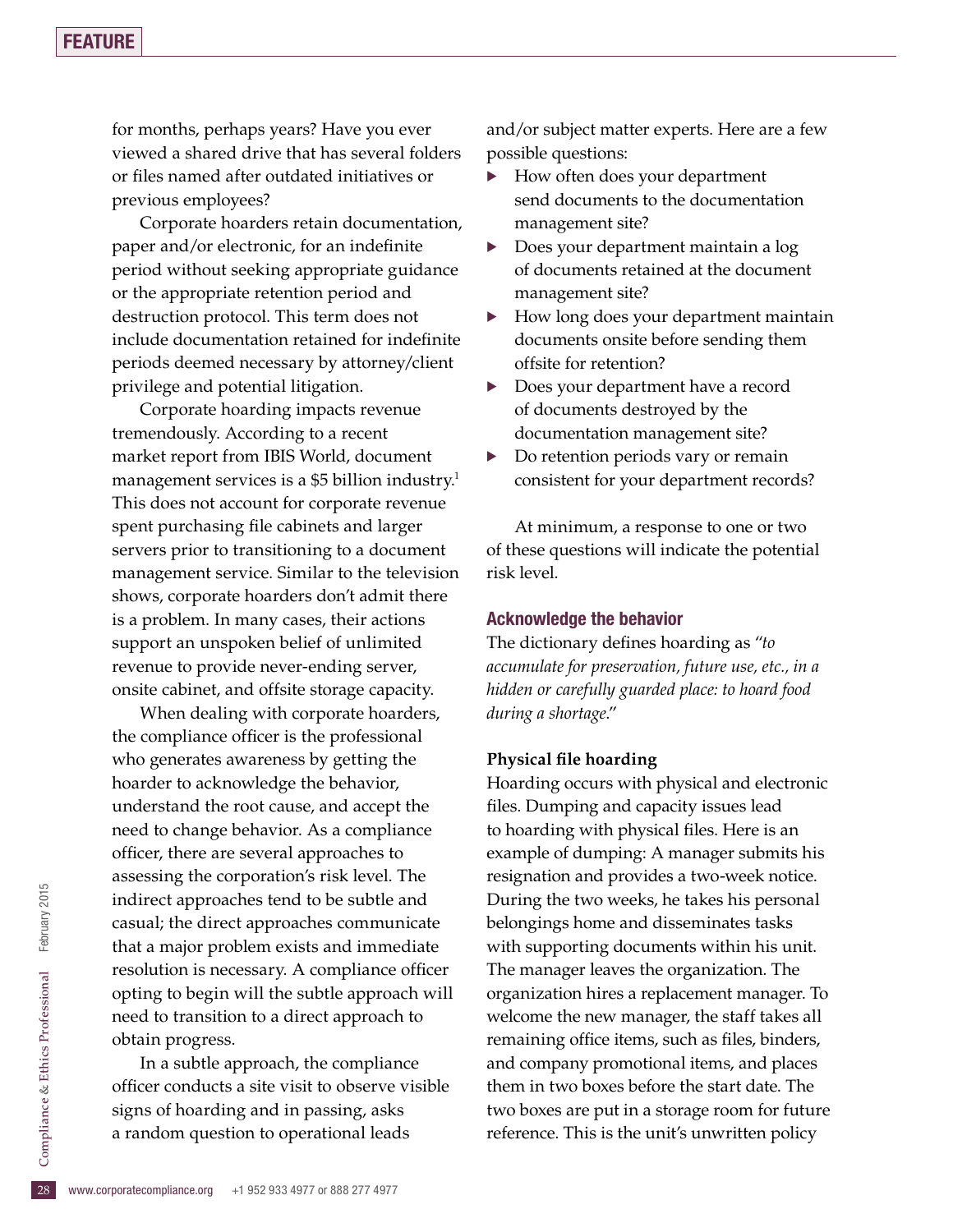for months, perhaps years? Have you ever viewed a shared drive that has several folders or files named after outdated initiatives or previous employees?

Corporate hoarders retain documentation, paper and/or electronic, for an indefinite period without seeking appropriate guidance or the appropriate retention period and destruction protocol. This term does not include documentation retained for indefinite periods deemed necessary by attorney/client privilege and potential litigation.

Corporate hoarding impacts revenue tremendously. According to a recent market report from IBIS World, document management services is a $5 billion industry.[1] This does not account for corporate revenue spent purchasing file cabinets and larger servers prior to transitioning to a document management service. Similar to the television shows, corporate hoarders don't admit there is a problem. In many cases, their actions support an unspoken belief of unlimited revenue to provide never-ending server, onsite cabinet, and offsite storage capacity.

When dealing with corporate hoarders, the compliance officer is the professional who generates awareness by getting the hoarder to acknowledge the behavior, understand the root cause, and accept the need to change behavior. As a compliance officer, there are several approaches to assessing the corporation's risk level. The indirect approaches tend to be subtle and casual; the direct approaches communicate that a major problem exists and immediate resolution is necessary. A compliance officer opting to begin will the subtle approach will need to transition to a direct approach to obtain progress.

In a subtle approach, the compliance officer conducts a site visit to observe visible signs of hoarding and in passing, asks a random question to operational leads and/or subject matter experts. Here are a few possible questions:

- How often does your department send documents to the documentation management site?
- Does your department maintain a log of documents retained at the document management site?
- How long does your department maintain documents onsite before sending them offsite for retention?
- Does your department have a record of documents destroyed by the documentation management site?
- Do retention periods vary or remain consistent for your department records?

At minimum, a response to one or two of these questions will indicate the potential risk level.

## Acknowledge the behavior

The dictionary defines hoarding as "*to accumulate for preservation, future use, etc., in a hidden or carefully guarded place: to hoard food during a shortage*."

### Physical file hoarding

Hoarding occurs with physical and electronic files. Dumping and capacity issues lead to hoarding with physical files. Here is an example of dumping: A manager submits his resignation and provides a two-week notice. During the two weeks, he takes his personal belongings home and disseminates tasks with supporting documents within his unit. The manager leaves the organization. The organization hires a replacement manager. To welcome the new manager, the staff takes all remaining office items, such as files, binders, and company promotional items, and places them in two boxes before the start date. The two boxes are put in a storage room for future reference. This is the unit's unwritten policy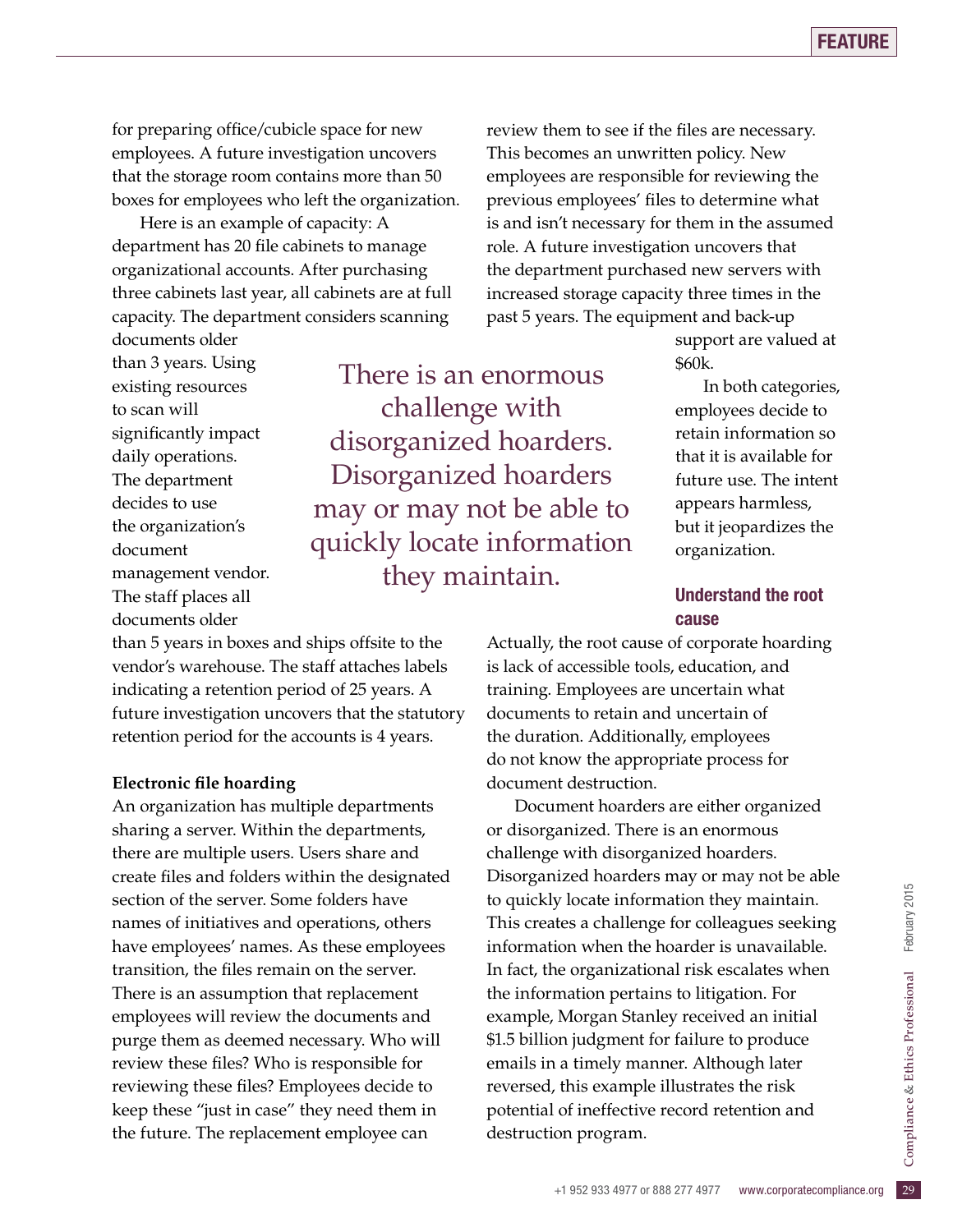for preparing office/cubicle space for new employees. A future investigation uncovers that the storage room contains more than 50 boxes for employees who left the organization.

Here is an example of capacity: A department has 20 file cabinets to manage organizational accounts. After purchasing three cabinets last year, all cabinets are at full capacity. The department considers scanning documents older than 3 years. Using existing resources to scan will significantly impact daily operations. The department decides to use the organization's document management vendor. The staff places all documents older than 5 years in boxes and ships offsite to the vendor's warehouse. The staff attaches labels indicating a retention period of 25 years. A future investigation uncovers that the statutory retention period for the accounts is 4 years.

**Electronic file hoarding**

An organization has multiple departments sharing a server. Within the departments, there are multiple users. Users share and create files and folders within the designated section of the server. Some folders have names of initiatives and operations, others have employees' names. As these employees transition, the files remain on the server. There is an assumption that replacement employees will review the documents and purge them as deemed necessary. Who will review these files? Who is responsible for reviewing these files? Employees decide to keep these "just in case" they need them in the future. The replacement employee can review them to see if the files are necessary. This becomes an unwritten policy. New employees are responsible for reviewing the previous employees' files to determine what is and isn't necessary for them in the assumed role. A future investigation uncovers that the department purchased new servers with increased storage capacity three times in the past 5 years. The equipment and back-up support are valued at $60k.

In both categories, employees decide to retain information so that it is available for future use. The intent appears harmless, but it jeopardizes the organization.

> There is an enormous challenge with disorganized hoarders. Disorganized hoarders may or may not be able to quickly locate information they maintain.

## Understand the root cause

Actually, the root cause of corporate hoarding is lack of accessible tools, education, and training. Employees are uncertain what documents to retain and uncertain of the duration. Additionally, employees do not know the appropriate process for document destruction.

Document hoarders are either organized or disorganized. There is an enormous challenge with disorganized hoarders. Disorganized hoarders may or may not be able to quickly locate information they maintain. This creates a challenge for colleagues seeking information when the hoarder is unavailable. In fact, the organizational risk escalates when the information pertains to litigation. For example, Morgan Stanley received an initial $1.5 billion judgment for failure to produce emails in a timely manner. Although later reversed, this example illustrates the risk potential of ineffective record retention and destruction program.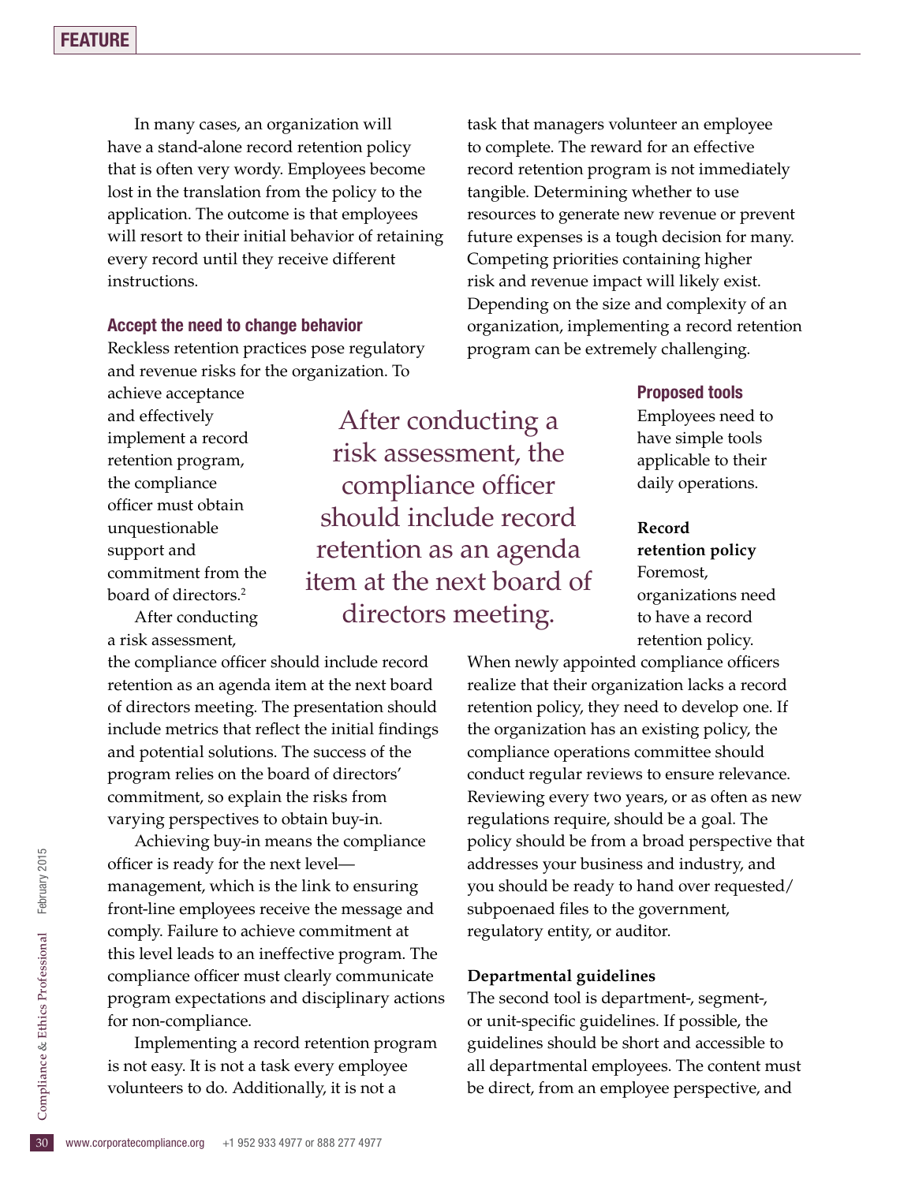In many cases, an organization will have a stand-alone record retention policy that is often very wordy. Employees become lost in the translation from the policy to the application. The outcome is that employees will resort to their initial behavior of retaining every record until they receive different instructions.

### Accept the need to change behavior

Reckless retention practices pose regulatory and revenue risks for the organization. To achieve acceptance and effectively implement a record retention program, the compliance officer must obtain unquestionable support and commitment from the board of directors.[2]

After conducting a risk assessment, the compliance officer should include record retention as an agenda item at the next board of directors meeting. The presentation should include metrics that reflect the initial findings and potential solutions. The success of the program relies on the board of directors' commitment, so explain the risks from varying perspectives to obtain buy-in.

Achieving buy-in means the compliance officer is ready for the next level—management, which is the link to ensuring front-line employees receive the message and comply. Failure to achieve commitment at this level leads to an ineffective program. The compliance officer must clearly communicate program expectations and disciplinary actions for non-compliance.

Implementing a record retention program is not easy. It is not a task every employee volunteers to do. Additionally, it is not a task that managers volunteer an employee to complete. The reward for an effective record retention program is not immediately tangible. Determining whether to use resources to generate new revenue or prevent future expenses is a tough decision for many. Competing priorities containing higher risk and revenue impact will likely exist. Depending on the size and complexity of an organization, implementing a record retention program can be extremely challenging.

> After conducting a risk assessment, the compliance officer should include record retention as an agenda item at the next board of directors meeting.

### Proposed tools

Employees need to have simple tools applicable to their daily operations.

**Record retention policy**

Foremost, organizations need to have a record retention policy. When newly appointed compliance officers realize that their organization lacks a record retention policy, they need to develop one. If the organization has an existing policy, the compliance operations committee should conduct regular reviews to ensure relevance. Reviewing every two years, or as often as new regulations require, should be a goal. The policy should be from a broad perspective that addresses your business and industry, and you should be ready to hand over requested/subpoenaed files to the government, regulatory entity, or auditor.

**Departmental guidelines**

The second tool is department-, segment-, or unit-specific guidelines. If possible, the guidelines should be short and accessible to all departmental employees. The content must be direct, from an employee perspective, and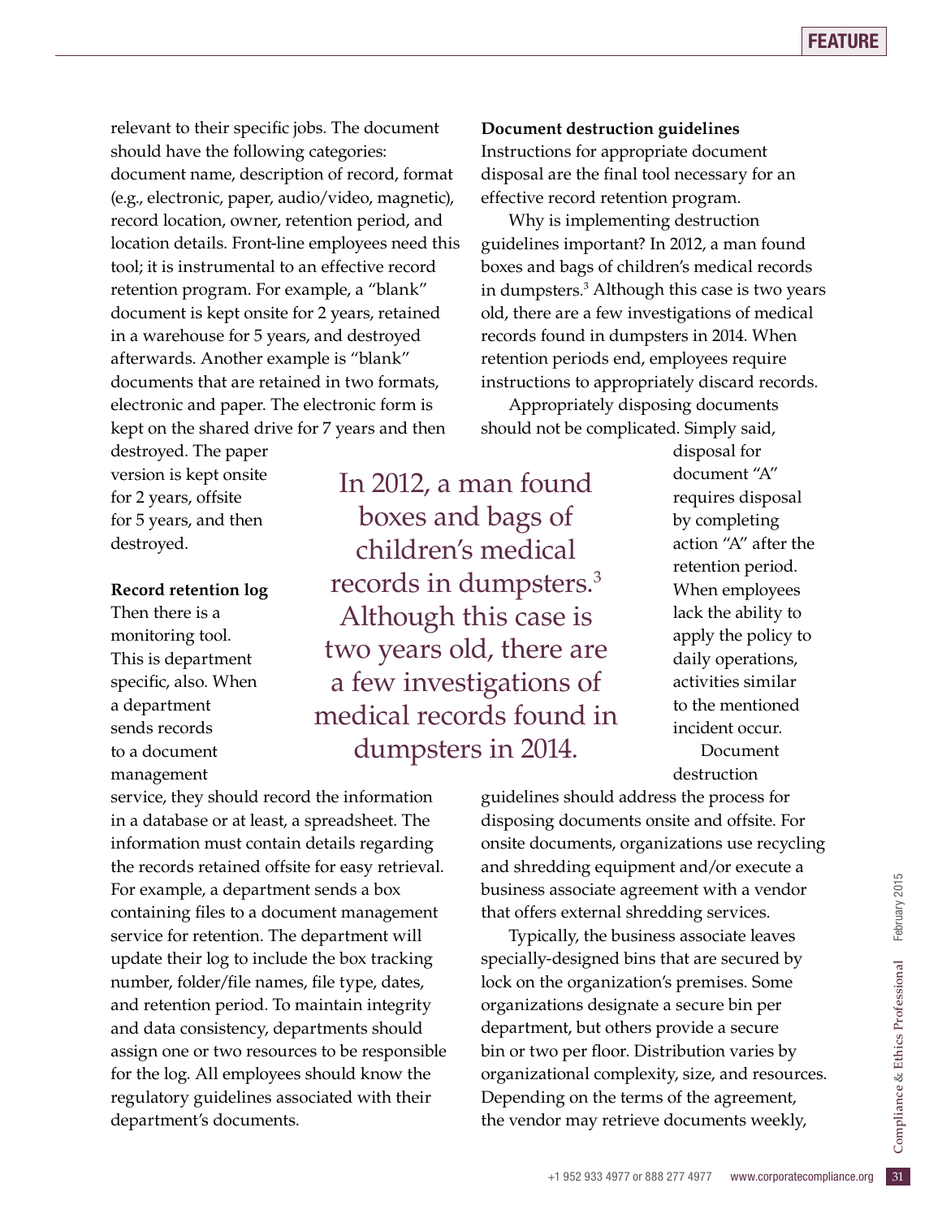relevant to their specific jobs. The document should have the following categories: document name, description of record, format (e.g., electronic, paper, audio/video, magnetic), record location, owner, retention period, and location details. Front-line employees need this tool; it is instrumental to an effective record retention program. For example, a "blank" document is kept onsite for 2 years, retained in a warehouse for 5 years, and destroyed afterwards. Another example is "blank" documents that are retained in two formats, electronic and paper. The electronic form is kept on the shared drive for 7 years and then destroyed. The paper version is kept onsite for 2 years, offsite for 5 years, and then destroyed.

**Record retention log**

Then there is a monitoring tool. This is department specific, also. When a department sends records to a document management service, they should record the information in a database or at least, a spreadsheet. The information must contain details regarding the records retained offsite for easy retrieval. For example, a department sends a box containing files to a document management service for retention. The department will update their log to include the box tracking number, folder/file names, file type, dates, and retention period. To maintain integrity and data consistency, departments should assign one or two resources to be responsible for the log. All employees should know the regulatory guidelines associated with their department's documents.

**Document destruction guidelines**

Instructions for appropriate document disposal are the final tool necessary for an effective record retention program.

Why is implementing destruction guidelines important? In 2012, a man found boxes and bags of children's medical records in dumpsters.[3] Although this case is two years old, there are a few investigations of medical records found in dumpsters in 2014. When retention periods end, employees require instructions to appropriately discard records.

Appropriately disposing documents should not be complicated. Simply said, disposal for document "A" requires disposal by completing action "A" after the retention period. When employees lack the ability to apply the policy to daily operations, activities similar to the mentioned incident occur.

> In 2012, a man found boxes and bags of children's medical records in dumpsters.[3] Although this case is two years old, there are a few investigations of medical records found in dumpsters in 2014.

Document destruction guidelines should address the process for disposing documents onsite and offsite. For onsite documents, organizations use recycling and shredding equipment and/or execute a business associate agreement with a vendor that offers external shredding services.

Typically, the business associate leaves specially-designed bins that are secured by lock on the organization's premises. Some organizations designate a secure bin per department, but others provide a secure bin or two per floor. Distribution varies by organizational complexity, size, and resources. Depending on the terms of the agreement, the vendor may retrieve documents weekly,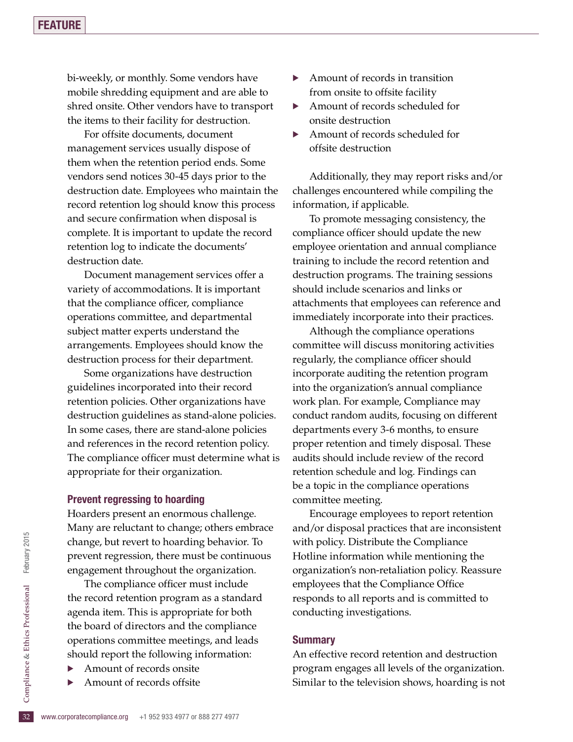bi-weekly, or monthly. Some vendors have mobile shredding equipment and are able to shred onsite. Other vendors have to transport the items to their facility for destruction.

For offsite documents, document management services usually dispose of them when the retention period ends. Some vendors send notices 30-45 days prior to the destruction date. Employees who maintain the record retention log should know this process and secure confirmation when disposal is complete. It is important to update the record retention log to indicate the documents' destruction date.

Document management services offer a variety of accommodations. It is important that the compliance officer, compliance operations committee, and departmental subject matter experts understand the arrangements. Employees should know the destruction process for their department.

Some organizations have destruction guidelines incorporated into their record retention policies. Other organizations have destruction guidelines as stand-alone policies. In some cases, there are stand-alone policies and references in the record retention policy. The compliance officer must determine what is appropriate for their organization.

### Prevent regressing to hoarding

Hoarders present an enormous challenge. Many are reluctant to change; others embrace change, but revert to hoarding behavior. To prevent regression, there must be continuous engagement throughout the organization.

The compliance officer must include the record retention program as a standard agenda item. This is appropriate for both the board of directors and the compliance operations committee meetings, and leads should report the following information:

- Amount of records onsite
- Amount of records offsite
- Amount of records in transition from onsite to offsite facility
- Amount of records scheduled for onsite destruction
- Amount of records scheduled for offsite destruction

Additionally, they may report risks and/or challenges encountered while compiling the information, if applicable.

To promote messaging consistency, the compliance officer should update the new employee orientation and annual compliance training to include the record retention and destruction programs. The training sessions should include scenarios and links or attachments that employees can reference and immediately incorporate into their practices.

Although the compliance operations committee will discuss monitoring activities regularly, the compliance officer should incorporate auditing the retention program into the organization's annual compliance work plan. For example, Compliance may conduct random audits, focusing on different departments every 3-6 months, to ensure proper retention and timely disposal. These audits should include review of the record retention schedule and log. Findings can be a topic in the compliance operations committee meeting.

Encourage employees to report retention and/or disposal practices that are inconsistent with policy. Distribute the Compliance Hotline information while mentioning the organization's non-retaliation policy. Reassure employees that the Compliance Office responds to all reports and is committed to conducting investigations.

### Summary

An effective record retention and destruction program engages all levels of the organization. Similar to the television shows, hoarding is not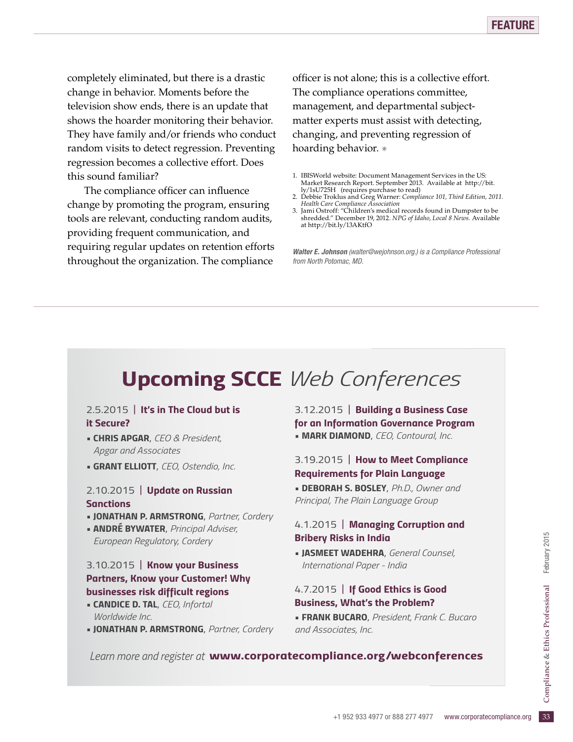completely eliminated, but there is a drastic change in behavior. Moments before the television show ends, there is an update that shows the hoarder monitoring their behavior. They have family and/or friends who conduct random visits to detect regression. Preventing regression becomes a collective effort. Does this sound familiar?

The compliance officer can influence change by promoting the program, ensuring tools are relevant, conducting random audits, providing frequent communication, and requiring regular updates on retention efforts throughout the organization. The compliance officer is not alone; this is a collective effort. The compliance operations committee, management, and departmental subject-matter experts must assist with detecting, changing, and preventing regression of hoarding behavior. *

1. IBISWorld website: Document Management Services in the US: Market Research Report. September 2013. Available at http://bit.ly/1sU725H (requires purchase to read)
2. Debbie Troklus and Greg Warner: *Compliance 101, Third Edition, 2011. Health Care Compliance Association*
3. Jami Ostroff: "Children's medical records found in Dumpster to be shredded." December 19, 2012. *NPG of Idaho, Local 8 News.* Available at http://bit.ly/13AKtfO

***Walter E. Johnson** (walter@wejohnson.org.) is a Compliance Professional from North Potomac, MD.*

---

# Upcoming SCCE *Web Conferences*

### 2.5.2015 | It's in The Cloud but is it Secure?

- **CHRIS APGAR**, *CEO & President, Apgar and Associates*
- **GRANT ELLIOTT**, *CEO, Ostendio, Inc.*

### 2.10.2015 | Update on Russian Sanctions

- **JONATHAN P. ARMSTRONG**, *Partner, Cordery*
- **ANDRÉ BYWATER**, *Principal Adviser, European Regulatory, Cordery*

### 3.10.2015 | Know your Business Partners, Know your Customer! Why businesses risk difficult regions

- **CANDICE D. TAL**, *CEO, Infortal Worldwide Inc.*
- **JONATHAN P. ARMSTRONG**, *Partner, Cordery*

### 3.12.2015 | Building a Business Case for an Information Governance Program

- **MARK DIAMOND**, *CEO, Contoural, Inc.*

### 3.19.2015 | How to Meet Compliance Requirements for Plain Language

- **DEBORAH S. BOSLEY**, *Ph.D., Owner and Principal, The Plain Language Group*

### 4.1.2015 | Managing Corruption and Bribery Risks in India

- **JASMEET WADEHRA**, *General Counsel, International Paper - India*

### 4.7.2015 | If Good Ethics is Good Business, What's the Problem?

- **FRANK BUCARO**, *President, Frank C. Bucaro and Associates, Inc.*

*Learn more and register at* **www.corporatecompliance.org/webconferences**